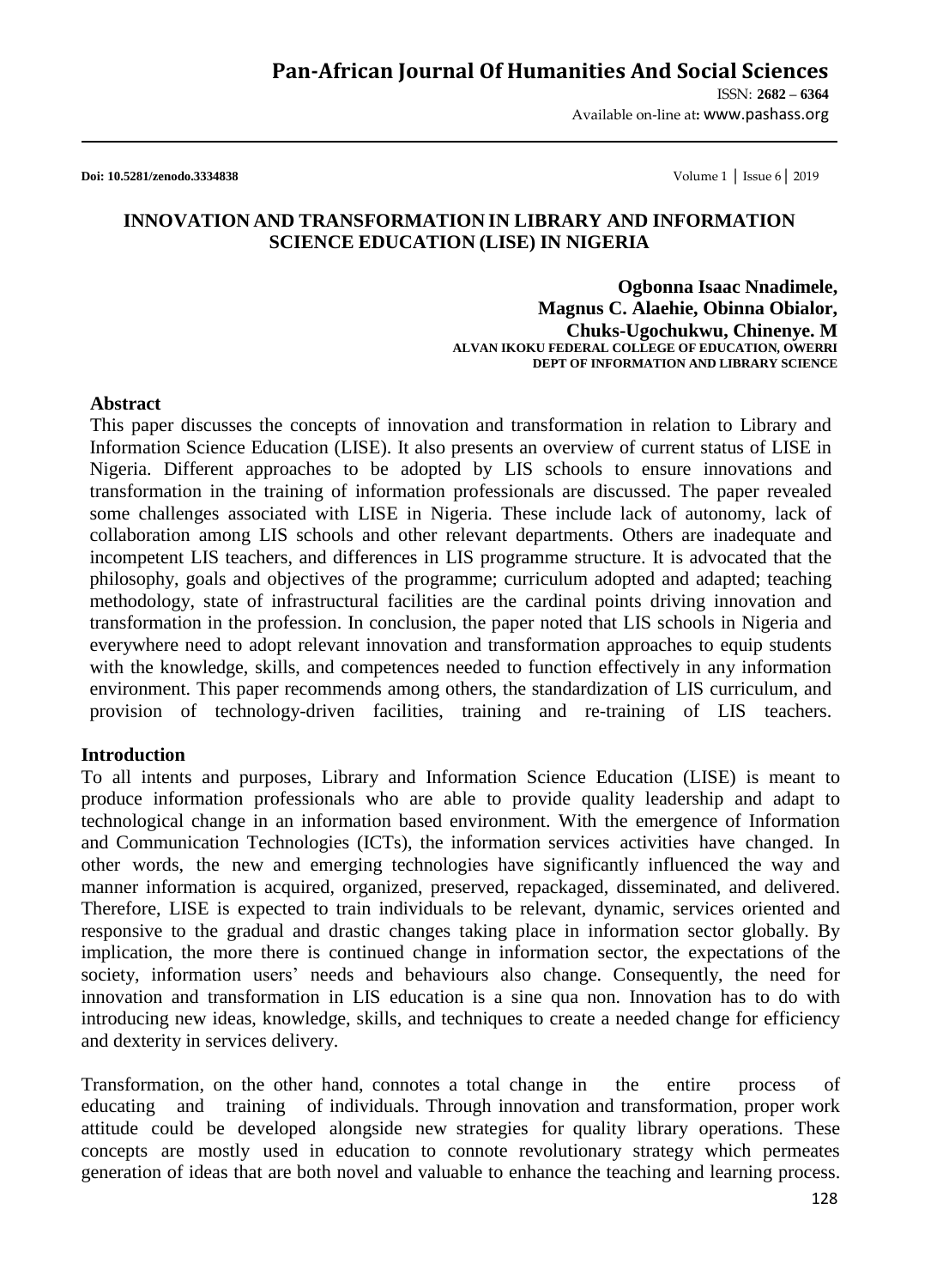# INNOVATION AND TRANSFORMATION IN LIBRARY AND INFORMATION SCIENCE EDUCATION (LISE) IN NIGERIA

**Ogbonna Isaac Nnadimele,**
**Magnus C. Alaehie, Obinna Obialor,**
**Chuks-Ugochukwu, Chinenye. M**
**ALVAN IKOKU FEDERAL COLLEGE OF EDUCATION, OWERRI**
**DEPT OF INFORMATION AND LIBRARY SCIENCE**

## Abstract

This paper discusses the concepts of innovation and transformation in relation to Library and Information Science Education (LISE). It also presents an overview of current status of LISE in Nigeria. Different approaches to be adopted by LIS schools to ensure innovations and transformation in the training of information professionals are discussed. The paper revealed some challenges associated with LISE in Nigeria. These include lack of autonomy, lack of collaboration among LIS schools and other relevant departments. Others are inadequate and incompetent LIS teachers, and differences in LIS programme structure. It is advocated that the philosophy, goals and objectives of the programme; curriculum adopted and adapted; teaching methodology, state of infrastructural facilities are the cardinal points driving innovation and transformation in the profession. In conclusion, the paper noted that LIS schools in Nigeria and everywhere need to adopt relevant innovation and transformation approaches to equip students with the knowledge, skills, and competences needed to function effectively in any information environment. This paper recommends among others, the standardization of LIS curriculum, and provision of technology-driven facilities, training and re-training of LIS teachers.

## Introduction

To all intents and purposes, Library and Information Science Education (LISE) is meant to produce information professionals who are able to provide quality leadership and adapt to technological change in an information based environment. With the emergence of Information and Communication Technologies (ICTs), the information services activities have changed. In other words, the new and emerging technologies have significantly influenced the way and manner information is acquired, organized, preserved, repackaged, disseminated, and delivered. Therefore, LISE is expected to train individuals to be relevant, dynamic, services oriented and responsive to the gradual and drastic changes taking place in information sector globally. By implication, the more there is continued change in information sector, the expectations of the society, information users' needs and behaviours also change. Consequently, the need for innovation and transformation in LIS education is a sine qua non. Innovation has to do with introducing new ideas, knowledge, skills, and techniques to create a needed change for efficiency and dexterity in services delivery.

Transformation, on the other hand, connotes a total change in the entire process of educating and training of individuals. Through innovation and transformation, proper work attitude could be developed alongside new strategies for quality library operations. These concepts are mostly used in education to connote revolutionary strategy which permeates generation of ideas that are both novel and valuable to enhance the teaching and learning process.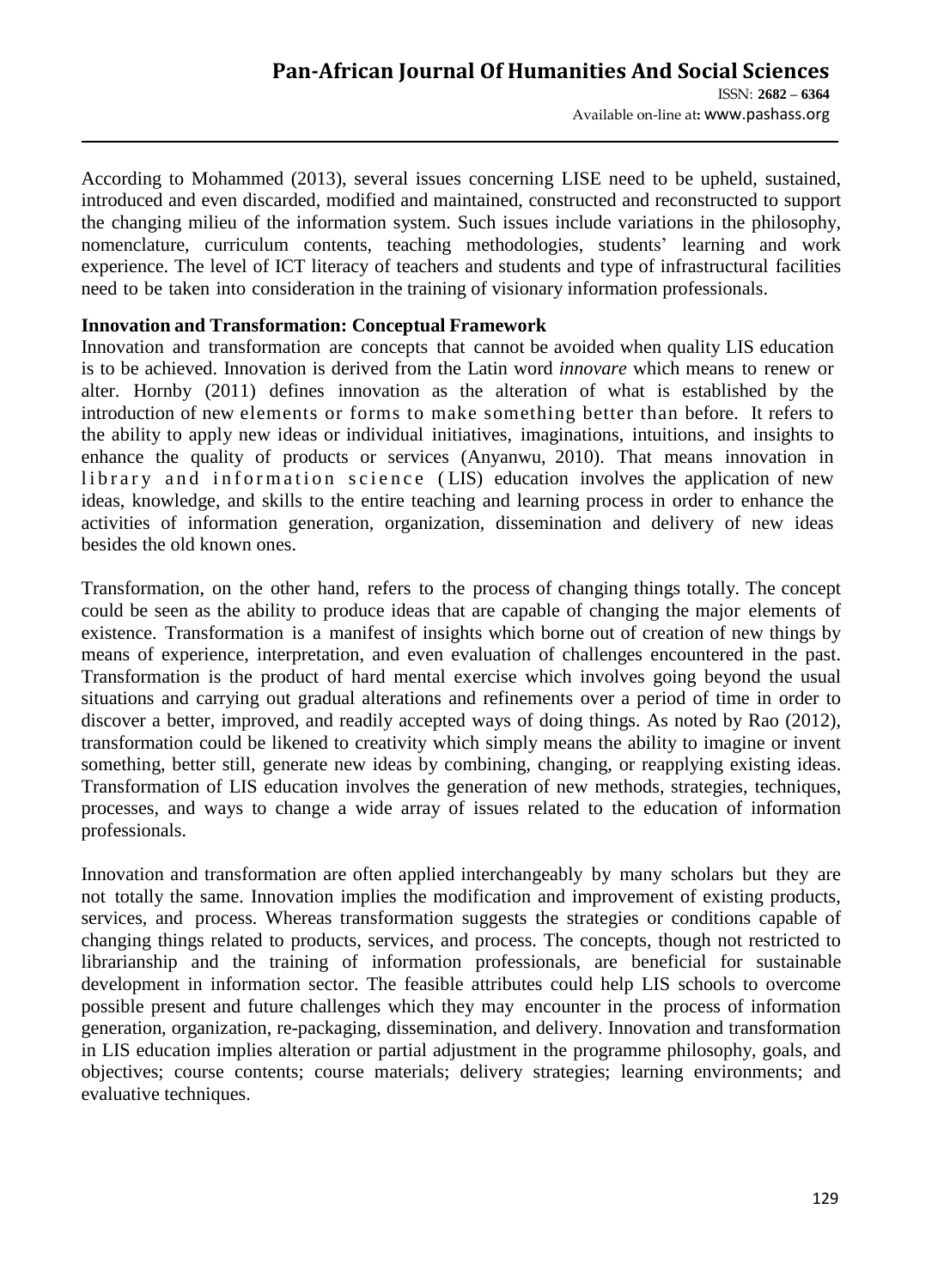According to Mohammed (2013), several issues concerning LISE need to be upheld, sustained, introduced and even discarded, modified and maintained, constructed and reconstructed to support the changing milieu of the information system. Such issues include variations in the philosophy, nomenclature, curriculum contents, teaching methodologies, students' learning and work experience. The level of ICT literacy of teachers and students and type of infrastructural facilities need to be taken into consideration in the training of visionary information professionals.

**Innovation and Transformation: Conceptual Framework**

Innovation and transformation are concepts that cannot be avoided when quality LIS education is to be achieved. Innovation is derived from the Latin word *innovare* which means to renew or alter. Hornby (2011) defines innovation as the alteration of what is established by the introduction of new elements or forms to make something better than before. It refers to the ability to apply new ideas or individual initiatives, imaginations, intuitions, and insights to enhance the quality of products or services (Anyanwu, 2010). That means innovation in library and information science (LIS) education involves the application of new ideas, knowledge, and skills to the entire teaching and learning process in order to enhance the activities of information generation, organization, dissemination and delivery of new ideas besides the old known ones.

Transformation, on the other hand, refers to the process of changing things totally. The concept could be seen as the ability to produce ideas that are capable of changing the major elements of existence. Transformation is a manifest of insights which borne out of creation of new things by means of experience, interpretation, and even evaluation of challenges encountered in the past. Transformation is the product of hard mental exercise which involves going beyond the usual situations and carrying out gradual alterations and refinements over a period of time in order to discover a better, improved, and readily accepted ways of doing things. As noted by Rao (2012), transformation could be likened to creativity which simply means the ability to imagine or invent something, better still, generate new ideas by combining, changing, or reapplying existing ideas. Transformation of LIS education involves the generation of new methods, strategies, techniques, processes, and ways to change a wide array of issues related to the education of information professionals.

Innovation and transformation are often applied interchangeably by many scholars but they are not totally the same. Innovation implies the modification and improvement of existing products, services, and process. Whereas transformation suggests the strategies or conditions capable of changing things related to products, services, and process. The concepts, though not restricted to librarianship and the training of information professionals, are beneficial for sustainable development in information sector. The feasible attributes could help LIS schools to overcome possible present and future challenges which they may encounter in the process of information generation, organization, re-packaging, dissemination, and delivery. Innovation and transformation in LIS education implies alteration or partial adjustment in the programme philosophy, goals, and objectives; course contents; course materials; delivery strategies; learning environments; and evaluative techniques.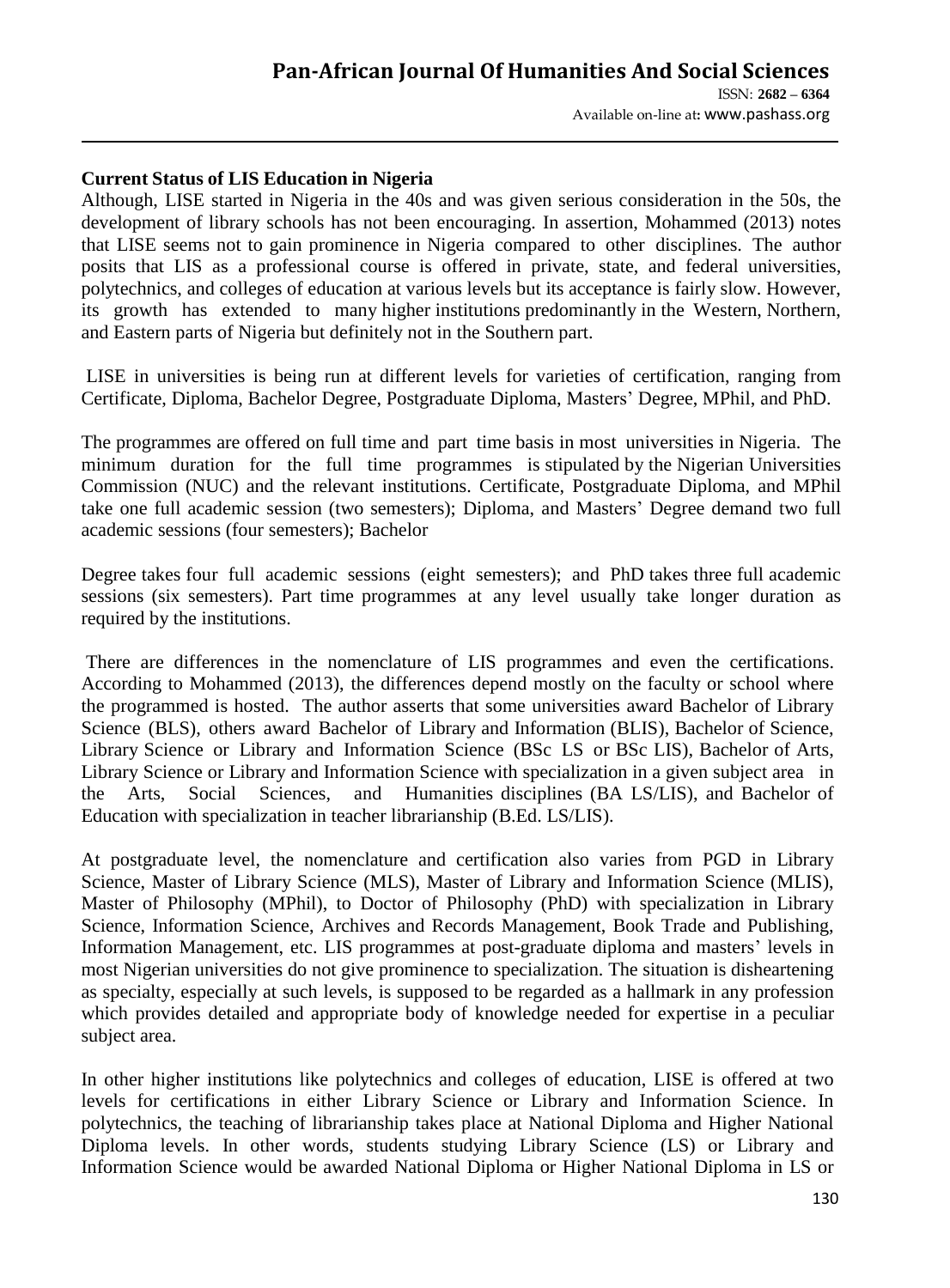**Current Status of LIS Education in Nigeria**

Although, LISE started in Nigeria in the 40s and was given serious consideration in the 50s, the development of library schools has not been encouraging. In assertion, Mohammed (2013) notes that LISE seems not to gain prominence in Nigeria compared to other disciplines. The author posits that LIS as a professional course is offered in private, state, and federal universities, polytechnics, and colleges of education at various levels but its acceptance is fairly slow. However, its growth has extended to many higher institutions predominantly in the Western, Northern, and Eastern parts of Nigeria but definitely not in the Southern part.

LISE in universities is being run at different levels for varieties of certification, ranging from Certificate, Diploma, Bachelor Degree, Postgraduate Diploma, Masters' Degree, MPhil, and PhD.

The programmes are offered on full time and part time basis in most universities in Nigeria. The minimum duration for the full time programmes is stipulated by the Nigerian Universities Commission (NUC) and the relevant institutions. Certificate, Postgraduate Diploma, and MPhil take one full academic session (two semesters); Diploma, and Masters' Degree demand two full academic sessions (four semesters); Bachelor

Degree takes four full academic sessions (eight semesters); and PhD takes three full academic sessions (six semesters). Part time programmes at any level usually take longer duration as required by the institutions.

There are differences in the nomenclature of LIS programmes and even the certifications. According to Mohammed (2013), the differences depend mostly on the faculty or school where the programmed is hosted. The author asserts that some universities award Bachelor of Library Science (BLS), others award Bachelor of Library and Information (BLIS), Bachelor of Science, Library Science or Library and Information Science (BSc LS or BSc LIS), Bachelor of Arts, Library Science or Library and Information Science with specialization in a given subject area in the Arts, Social Sciences, and Humanities disciplines (BA LS/LIS), and Bachelor of Education with specialization in teacher librarianship (B.Ed. LS/LIS).

At postgraduate level, the nomenclature and certification also varies from PGD in Library Science, Master of Library Science (MLS), Master of Library and Information Science (MLIS), Master of Philosophy (MPhil), to Doctor of Philosophy (PhD) with specialization in Library Science, Information Science, Archives and Records Management, Book Trade and Publishing, Information Management, etc. LIS programmes at post-graduate diploma and masters' levels in most Nigerian universities do not give prominence to specialization. The situation is disheartening as specialty, especially at such levels, is supposed to be regarded as a hallmark in any profession which provides detailed and appropriate body of knowledge needed for expertise in a peculiar subject area.

In other higher institutions like polytechnics and colleges of education, LISE is offered at two levels for certifications in either Library Science or Library and Information Science. In polytechnics, the teaching of librarianship takes place at National Diploma and Higher National Diploma levels. In other words, students studying Library Science (LS) or Library and Information Science would be awarded National Diploma or Higher National Diploma in LS or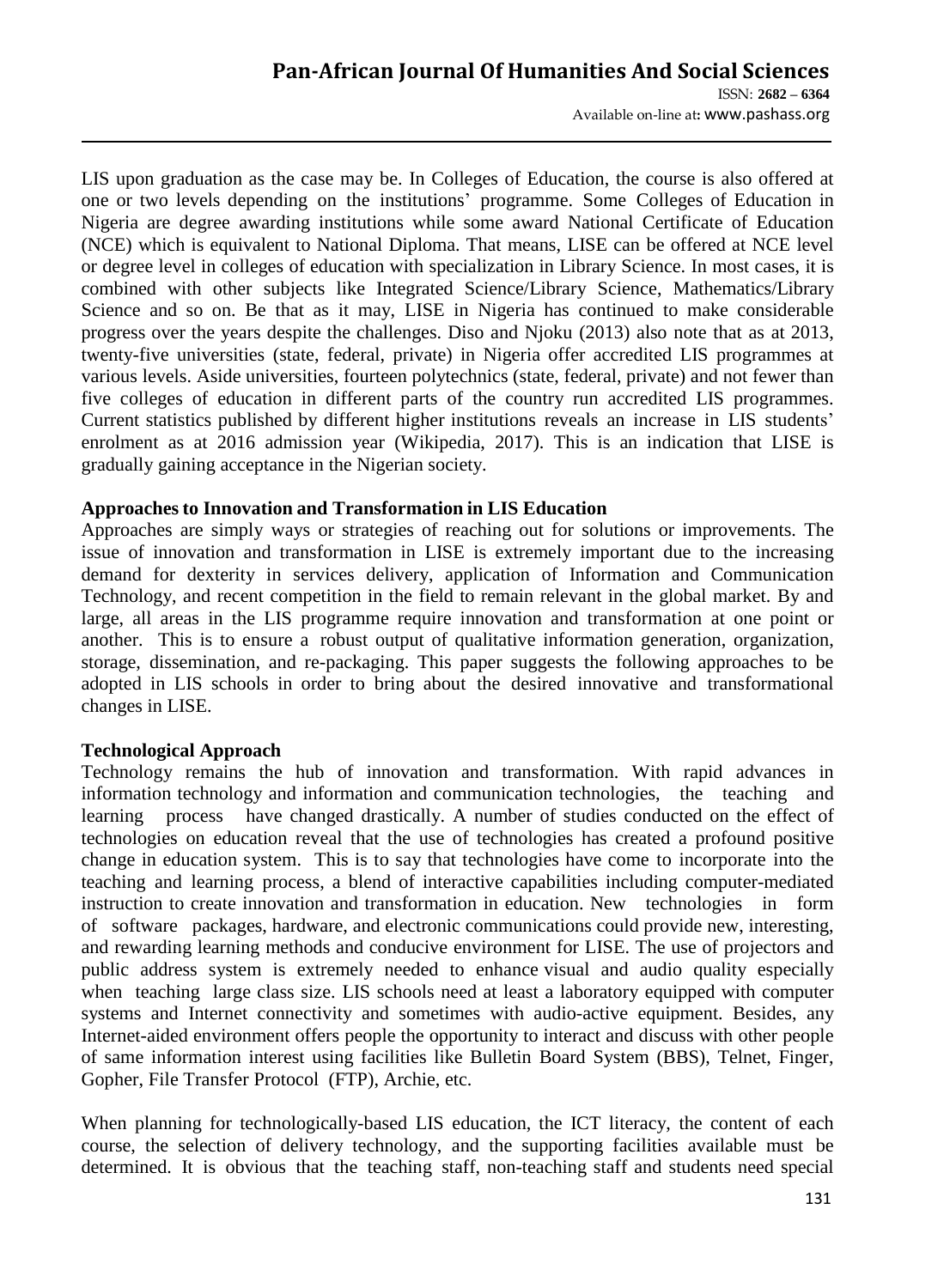LIS upon graduation as the case may be. In Colleges of Education, the course is also offered at one or two levels depending on the institutions' programme. Some Colleges of Education in Nigeria are degree awarding institutions while some award National Certificate of Education (NCE) which is equivalent to National Diploma. That means, LISE can be offered at NCE level or degree level in colleges of education with specialization in Library Science. In most cases, it is combined with other subjects like Integrated Science/Library Science, Mathematics/Library Science and so on. Be that as it may, LISE in Nigeria has continued to make considerable progress over the years despite the challenges. Diso and Njoku (2013) also note that as at 2013, twenty-five universities (state, federal, private) in Nigeria offer accredited LIS programmes at various levels. Aside universities, fourteen polytechnics (state, federal, private) and not fewer than five colleges of education in different parts of the country run accredited LIS programmes. Current statistics published by different higher institutions reveals an increase in LIS students' enrolment as at 2016 admission year (Wikipedia, 2017). This is an indication that LISE is gradually gaining acceptance in the Nigerian society.

**Approaches to Innovation and Transformation in LIS Education**

Approaches are simply ways or strategies of reaching out for solutions or improvements. The issue of innovation and transformation in LISE is extremely important due to the increasing demand for dexterity in services delivery, application of Information and Communication Technology, and recent competition in the field to remain relevant in the global market. By and large, all areas in the LIS programme require innovation and transformation at one point or another. This is to ensure a robust output of qualitative information generation, organization, storage, dissemination, and re-packaging. This paper suggests the following approaches to be adopted in LIS schools in order to bring about the desired innovative and transformational changes in LISE.

**Technological Approach**

Technology remains the hub of innovation and transformation. With rapid advances in information technology and information and communication technologies, the teaching and learning process have changed drastically. A number of studies conducted on the effect of technologies on education reveal that the use of technologies has created a profound positive change in education system. This is to say that technologies have come to incorporate into the teaching and learning process, a blend of interactive capabilities including computer-mediated instruction to create innovation and transformation in education. New technologies in form of software packages, hardware, and electronic communications could provide new, interesting, and rewarding learning methods and conducive environment for LISE. The use of projectors and public address system is extremely needed to enhance visual and audio quality especially when teaching large class size. LIS schools need at least a laboratory equipped with computer systems and Internet connectivity and sometimes with audio-active equipment. Besides, any Internet-aided environment offers people the opportunity to interact and discuss with other people of same information interest using facilities like Bulletin Board System (BBS), Telnet, Finger, Gopher, File Transfer Protocol (FTP), Archie, etc.

When planning for technologically-based LIS education, the ICT literacy, the content of each course, the selection of delivery technology, and the supporting facilities available must be determined. It is obvious that the teaching staff, non-teaching staff and students need special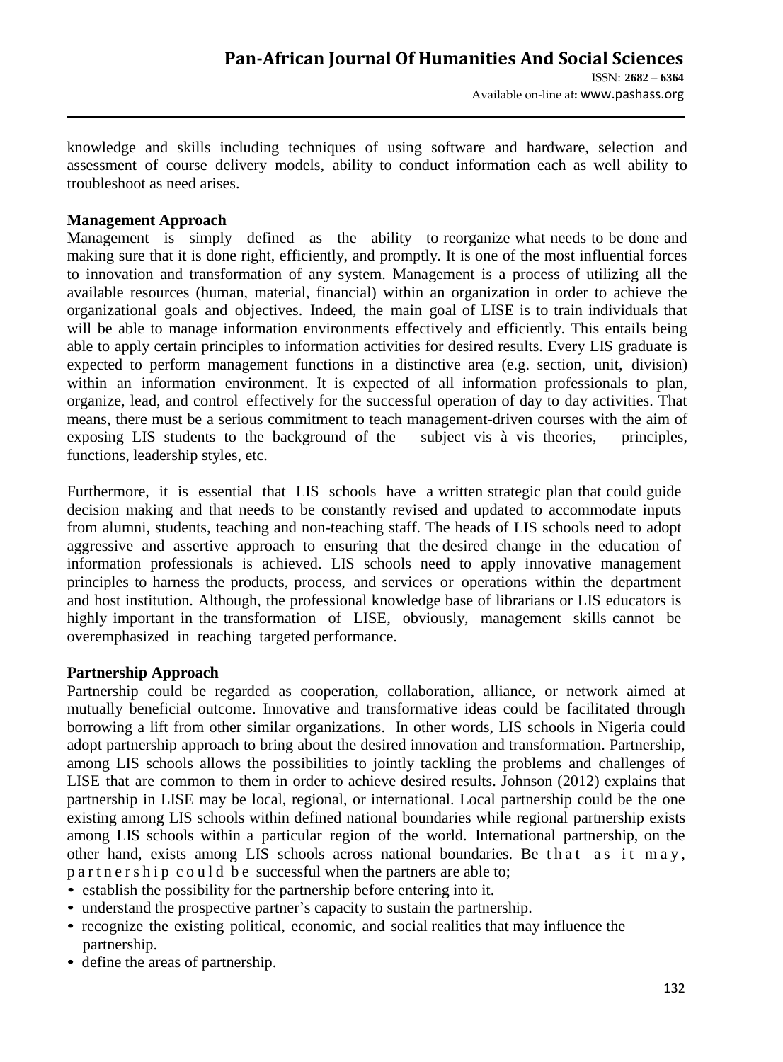knowledge and skills including techniques of using software and hardware, selection and assessment of course delivery models, ability to conduct information each as well ability to troubleshoot as need arises.

**Management Approach**

Management is simply defined as the ability to reorganize what needs to be done and making sure that it is done right, efficiently, and promptly. It is one of the most influential forces to innovation and transformation of any system. Management is a process of utilizing all the available resources (human, material, financial) within an organization in order to achieve the organizational goals and objectives. Indeed, the main goal of LISE is to train individuals that will be able to manage information environments effectively and efficiently. This entails being able to apply certain principles to information activities for desired results. Every LIS graduate is expected to perform management functions in a distinctive area (e.g. section, unit, division) within an information environment. It is expected of all information professionals to plan, organize, lead, and control effectively for the successful operation of day to day activities. That means, there must be a serious commitment to teach management-driven courses with the aim of exposing LIS students to the background of the subject vis à vis theories, principles, functions, leadership styles, etc.

Furthermore, it is essential that LIS schools have a written strategic plan that could guide decision making and that needs to be constantly revised and updated to accommodate inputs from alumni, students, teaching and non-teaching staff. The heads of LIS schools need to adopt aggressive and assertive approach to ensuring that the desired change in the education of information professionals is achieved. LIS schools need to apply innovative management principles to harness the products, process, and services or operations within the department and host institution. Although, the professional knowledge base of librarians or LIS educators is highly important in the transformation of LISE, obviously, management skills cannot be overemphasized in reaching targeted performance.

**Partnership Approach**

Partnership could be regarded as cooperation, collaboration, alliance, or network aimed at mutually beneficial outcome. Innovative and transformative ideas could be facilitated through borrowing a lift from other similar organizations. In other words, LIS schools in Nigeria could adopt partnership approach to bring about the desired innovation and transformation. Partnership, among LIS schools allows the possibilities to jointly tackling the problems and challenges of LISE that are common to them in order to achieve desired results. Johnson (2012) explains that partnership in LISE may be local, regional, or international. Local partnership could be the one existing among LIS schools within defined national boundaries while regional partnership exists among LIS schools within a particular region of the world. International partnership, on the other hand, exists among LIS schools across national boundaries. Be that as it may, partnership could be successful when the partners are able to;

- establish the possibility for the partnership before entering into it.
- understand the prospective partner's capacity to sustain the partnership.
- recognize the existing political, economic, and social realities that may influence the partnership.
- define the areas of partnership.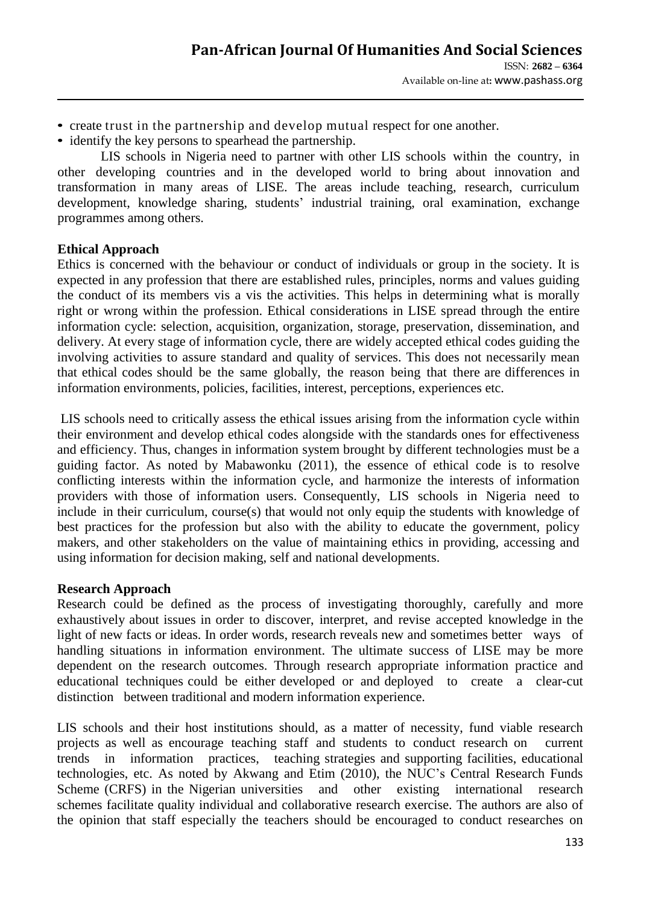- create trust in the partnership and develop mutual respect for one another.
- identify the key persons to spearhead the partnership.

LIS schools in Nigeria need to partner with other LIS schools within the country, in other developing countries and in the developed world to bring about innovation and transformation in many areas of LISE. The areas include teaching, research, curriculum development, knowledge sharing, students' industrial training, oral examination, exchange programmes among others.

**Ethical Approach**

Ethics is concerned with the behaviour or conduct of individuals or group in the society. It is expected in any profession that there are established rules, principles, norms and values guiding the conduct of its members vis a vis the activities. This helps in determining what is morally right or wrong within the profession. Ethical considerations in LISE spread through the entire information cycle: selection, acquisition, organization, storage, preservation, dissemination, and delivery. At every stage of information cycle, there are widely accepted ethical codes guiding the involving activities to assure standard and quality of services. This does not necessarily mean that ethical codes should be the same globally, the reason being that there are differences in information environments, policies, facilities, interest, perceptions, experiences etc.

LIS schools need to critically assess the ethical issues arising from the information cycle within their environment and develop ethical codes alongside with the standards ones for effectiveness and efficiency. Thus, changes in information system brought by different technologies must be a guiding factor. As noted by Mabawonku (2011), the essence of ethical code is to resolve conflicting interests within the information cycle, and harmonize the interests of information providers with those of information users. Consequently, LIS schools in Nigeria need to include in their curriculum, course(s) that would not only equip the students with knowledge of best practices for the profession but also with the ability to educate the government, policy makers, and other stakeholders on the value of maintaining ethics in providing, accessing and using information for decision making, self and national developments.

**Research Approach**

Research could be defined as the process of investigating thoroughly, carefully and more exhaustively about issues in order to discover, interpret, and revise accepted knowledge in the light of new facts or ideas. In order words, research reveals new and sometimes better ways of handling situations in information environment. The ultimate success of LISE may be more dependent on the research outcomes. Through research appropriate information practice and educational techniques could be either developed or and deployed to create a clear-cut distinction between traditional and modern information experience.

LIS schools and their host institutions should, as a matter of necessity, fund viable research projects as well as encourage teaching staff and students to conduct research on current trends in information practices, teaching strategies and supporting facilities, educational technologies, etc. As noted by Akwang and Etim (2010), the NUC's Central Research Funds Scheme (CRFS) in the Nigerian universities and other existing international research schemes facilitate quality individual and collaborative research exercise. The authors are also of the opinion that staff especially the teachers should be encouraged to conduct researches on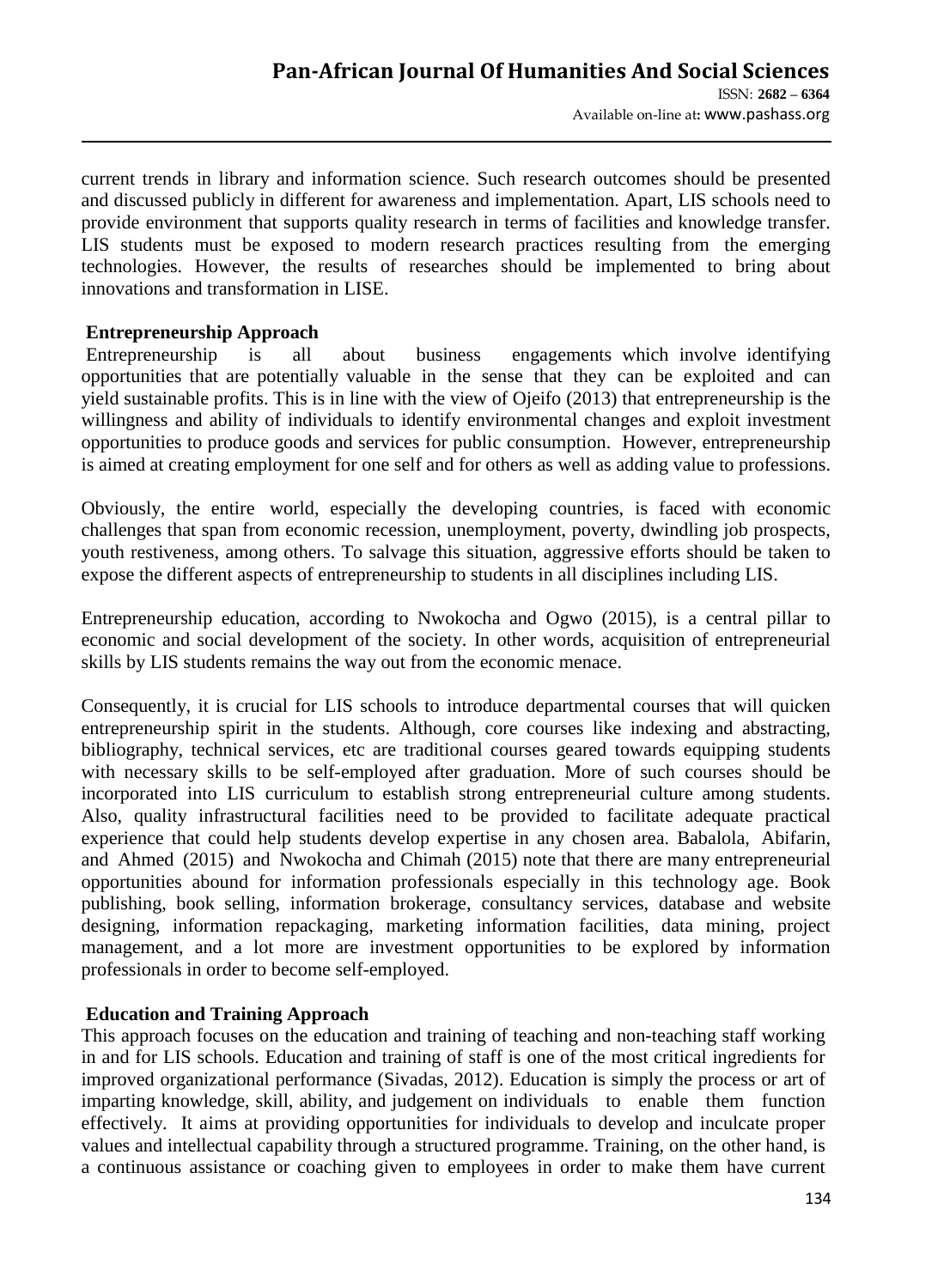current trends in library and information science. Such research outcomes should be presented and discussed publicly in different for awareness and implementation. Apart, LIS schools need to provide environment that supports quality research in terms of facilities and knowledge transfer. LIS students must be exposed to modern research practices resulting from the emerging technologies. However, the results of researches should be implemented to bring about innovations and transformation in LISE.

### Entrepreneurship Approach

Entrepreneurship is all about business engagements which involve identifying opportunities that are potentially valuable in the sense that they can be exploited and can yield sustainable profits. This is in line with the view of Ojeifo (2013) that entrepreneurship is the willingness and ability of individuals to identify environmental changes and exploit investment opportunities to produce goods and services for public consumption. However, entrepreneurship is aimed at creating employment for one self and for others as well as adding value to professions.

Obviously, the entire world, especially the developing countries, is faced with economic challenges that span from economic recession, unemployment, poverty, dwindling job prospects, youth restiveness, among others. To salvage this situation, aggressive efforts should be taken to expose the different aspects of entrepreneurship to students in all disciplines including LIS.

Entrepreneurship education, according to Nwokocha and Ogwo (2015), is a central pillar to economic and social development of the society. In other words, acquisition of entrepreneurial skills by LIS students remains the way out from the economic menace.

Consequently, it is crucial for LIS schools to introduce departmental courses that will quicken entrepreneurship spirit in the students. Although, core courses like indexing and abstracting, bibliography, technical services, etc are traditional courses geared towards equipping students with necessary skills to be self-employed after graduation. More of such courses should be incorporated into LIS curriculum to establish strong entrepreneurial culture among students. Also, quality infrastructural facilities need to be provided to facilitate adequate practical experience that could help students develop expertise in any chosen area. Babalola, Abifarin, and Ahmed (2015) and Nwokocha and Chimah (2015) note that there are many entrepreneurial opportunities abound for information professionals especially in this technology age. Book publishing, book selling, information brokerage, consultancy services, database and website designing, information repackaging, marketing information facilities, data mining, project management, and a lot more are investment opportunities to be explored by information professionals in order to become self-employed.

### Education and Training Approach

This approach focuses on the education and training of teaching and non-teaching staff working in and for LIS schools. Education and training of staff is one of the most critical ingredients for improved organizational performance (Sivadas, 2012). Education is simply the process or art of imparting knowledge, skill, ability, and judgement on individuals to enable them function effectively. It aims at providing opportunities for individuals to develop and inculcate proper values and intellectual capability through a structured programme. Training, on the other hand, is a continuous assistance or coaching given to employees in order to make them have current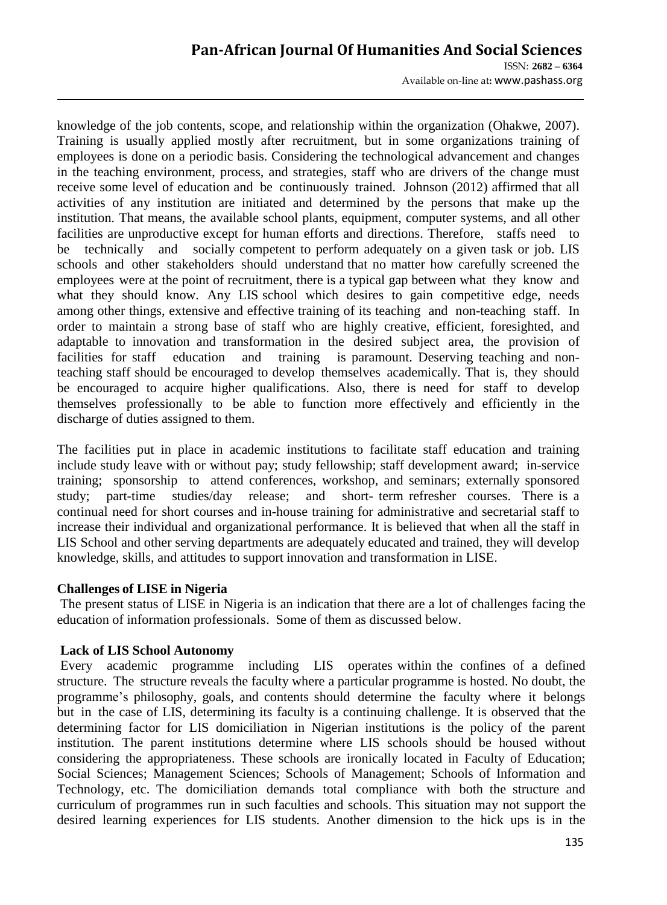knowledge of the job contents, scope, and relationship within the organization (Ohakwe, 2007). Training is usually applied mostly after recruitment, but in some organizations training of employees is done on a periodic basis. Considering the technological advancement and changes in the teaching environment, process, and strategies, staff who are drivers of the change must receive some level of education and be continuously trained. Johnson (2012) affirmed that all activities of any institution are initiated and determined by the persons that make up the institution. That means, the available school plants, equipment, computer systems, and all other facilities are unproductive except for human efforts and directions. Therefore, staffs need to be technically and socially competent to perform adequately on a given task or job. LIS schools and other stakeholders should understand that no matter how carefully screened the employees were at the point of recruitment, there is a typical gap between what they know and what they should know. Any LIS school which desires to gain competitive edge, needs among other things, extensive and effective training of its teaching and non-teaching staff. In order to maintain a strong base of staff who are highly creative, efficient, foresighted, and adaptable to innovation and transformation in the desired subject area, the provision of facilities for staff education and training is paramount. Deserving teaching and non-teaching staff should be encouraged to develop themselves academically. That is, they should be encouraged to acquire higher qualifications. Also, there is need for staff to develop themselves professionally to be able to function more effectively and efficiently in the discharge of duties assigned to them.

The facilities put in place in academic institutions to facilitate staff education and training include study leave with or without pay; study fellowship; staff development award; in-service training; sponsorship to attend conferences, workshop, and seminars; externally sponsored study; part-time studies/day release; and short- term refresher courses. There is a continual need for short courses and in-house training for administrative and secretarial staff to increase their individual and organizational performance. It is believed that when all the staff in LIS School and other serving departments are adequately educated and trained, they will develop knowledge, skills, and attitudes to support innovation and transformation in LISE.

### Challenges of LISE in Nigeria

The present status of LISE in Nigeria is an indication that there are a lot of challenges facing the education of information professionals. Some of them as discussed below.

#### Lack of LIS School Autonomy

Every academic programme including LIS operates within the confines of a defined structure. The structure reveals the faculty where a particular programme is hosted. No doubt, the programme's philosophy, goals, and contents should determine the faculty where it belongs but in the case of LIS, determining its faculty is a continuing challenge. It is observed that the determining factor for LIS domiciliation in Nigerian institutions is the policy of the parent institution. The parent institutions determine where LIS schools should be housed without considering the appropriateness. These schools are ironically located in Faculty of Education; Social Sciences; Management Sciences; Schools of Management; Schools of Information and Technology, etc. The domiciliation demands total compliance with both the structure and curriculum of programmes run in such faculties and schools. This situation may not support the desired learning experiences for LIS students. Another dimension to the hick ups is in the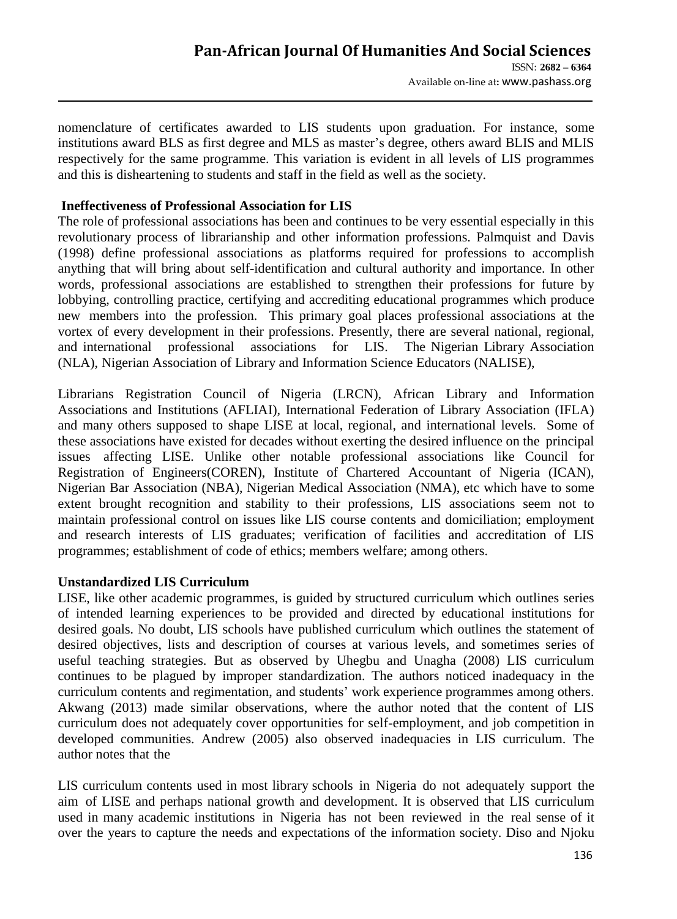nomenclature of certificates awarded to LIS students upon graduation. For instance, some institutions award BLS as first degree and MLS as master's degree, others award BLIS and MLIS respectively for the same programme. This variation is evident in all levels of LIS programmes and this is disheartening to students and staff in the field as well as the society.

**Ineffectiveness of Professional Association for LIS**

The role of professional associations has been and continues to be very essential especially in this revolutionary process of librarianship and other information professions. Palmquist and Davis (1998) define professional associations as platforms required for professions to accomplish anything that will bring about self-identification and cultural authority and importance. In other words, professional associations are established to strengthen their professions for future by lobbying, controlling practice, certifying and accrediting educational programmes which produce new members into the profession. This primary goal places professional associations at the vortex of every development in their professions. Presently, there are several national, regional, and international professional associations for LIS. The Nigerian Library Association (NLA), Nigerian Association of Library and Information Science Educators (NALISE),

Librarians Registration Council of Nigeria (LRCN), African Library and Information Associations and Institutions (AFLIAI), International Federation of Library Association (IFLA) and many others supposed to shape LISE at local, regional, and international levels. Some of these associations have existed for decades without exerting the desired influence on the principal issues affecting LISE. Unlike other notable professional associations like Council for Registration of Engineers(COREN), Institute of Chartered Accountant of Nigeria (ICAN), Nigerian Bar Association (NBA), Nigerian Medical Association (NMA), etc which have to some extent brought recognition and stability to their professions, LIS associations seem not to maintain professional control on issues like LIS course contents and domiciliation; employment and research interests of LIS graduates; verification of facilities and accreditation of LIS programmes; establishment of code of ethics; members welfare; among others.

**Unstandardized LIS Curriculum**

LISE, like other academic programmes, is guided by structured curriculum which outlines series of intended learning experiences to be provided and directed by educational institutions for desired goals. No doubt, LIS schools have published curriculum which outlines the statement of desired objectives, lists and description of courses at various levels, and sometimes series of useful teaching strategies. But as observed by Uhegbu and Unagha (2008) LIS curriculum continues to be plagued by improper standardization. The authors noticed inadequacy in the curriculum contents and regimentation, and students' work experience programmes among others. Akwang (2013) made similar observations, where the author noted that the content of LIS curriculum does not adequately cover opportunities for self-employment, and job competition in developed communities. Andrew (2005) also observed inadequacies in LIS curriculum. The author notes that the

LIS curriculum contents used in most library schools in Nigeria do not adequately support the aim of LISE and perhaps national growth and development. It is observed that LIS curriculum used in many academic institutions in Nigeria has not been reviewed in the real sense of it over the years to capture the needs and expectations of the information society. Diso and Njoku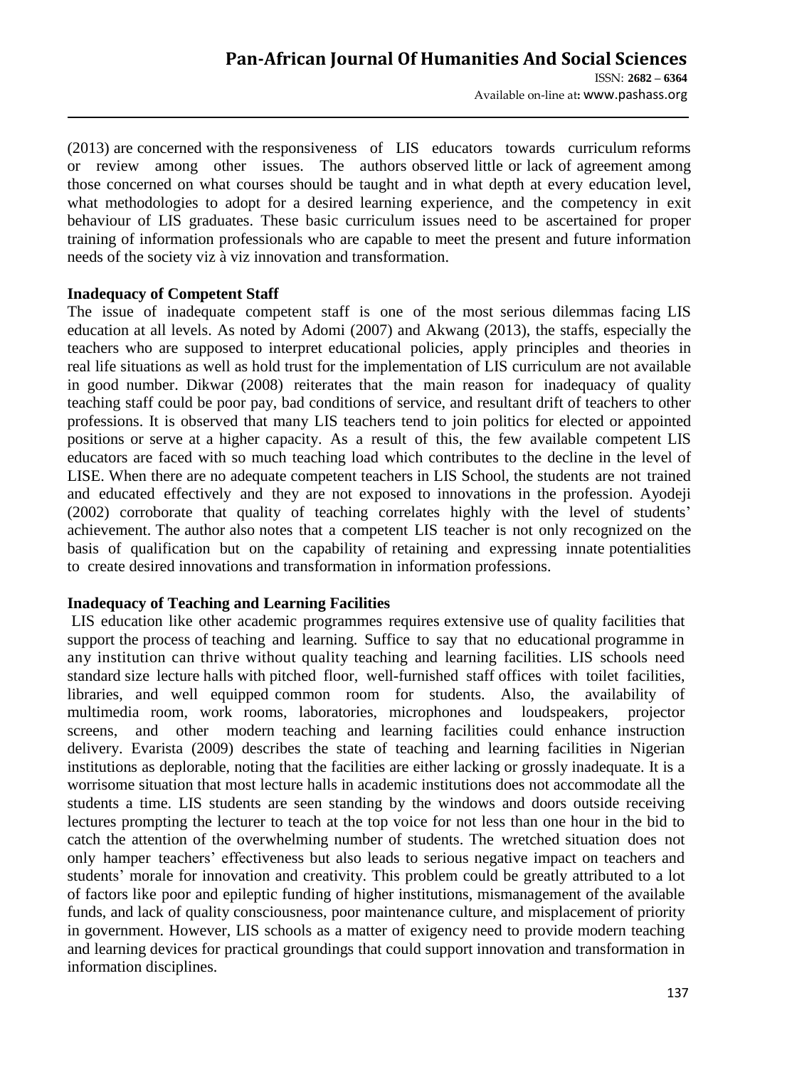(2013) are concerned with the responsiveness of LIS educators towards curriculum reforms or review among other issues. The authors observed little or lack of agreement among those concerned on what courses should be taught and in what depth at every education level, what methodologies to adopt for a desired learning experience, and the competency in exit behaviour of LIS graduates. These basic curriculum issues need to be ascertained for proper training of information professionals who are capable to meet the present and future information needs of the society viz à viz innovation and transformation.

**Inadequacy of Competent Staff**

The issue of inadequate competent staff is one of the most serious dilemmas facing LIS education at all levels. As noted by Adomi (2007) and Akwang (2013), the staffs, especially the teachers who are supposed to interpret educational policies, apply principles and theories in real life situations as well as hold trust for the implementation of LIS curriculum are not available in good number. Dikwar (2008) reiterates that the main reason for inadequacy of quality teaching staff could be poor pay, bad conditions of service, and resultant drift of teachers to other professions. It is observed that many LIS teachers tend to join politics for elected or appointed positions or serve at a higher capacity. As a result of this, the few available competent LIS educators are faced with so much teaching load which contributes to the decline in the level of LISE. When there are no adequate competent teachers in LIS School, the students are not trained and educated effectively and they are not exposed to innovations in the profession. Ayodeji (2002) corroborate that quality of teaching correlates highly with the level of students' achievement. The author also notes that a competent LIS teacher is not only recognized on the basis of qualification but on the capability of retaining and expressing innate potentialities to create desired innovations and transformation in information professions.

**Inadequacy of Teaching and Learning Facilities**

LIS education like other academic programmes requires extensive use of quality facilities that support the process of teaching and learning. Suffice to say that no educational programme in any institution can thrive without quality teaching and learning facilities. LIS schools need standard size lecture halls with pitched floor, well-furnished staff offices with toilet facilities, libraries, and well equipped common room for students. Also, the availability of multimedia room, work rooms, laboratories, microphones and loudspeakers, projector screens, and other modern teaching and learning facilities could enhance instruction delivery. Evarista (2009) describes the state of teaching and learning facilities in Nigerian institutions as deplorable, noting that the facilities are either lacking or grossly inadequate. It is a worrisome situation that most lecture halls in academic institutions does not accommodate all the students a time. LIS students are seen standing by the windows and doors outside receiving lectures prompting the lecturer to teach at the top voice for not less than one hour in the bid to catch the attention of the overwhelming number of students. The wretched situation does not only hamper teachers' effectiveness but also leads to serious negative impact on teachers and students' morale for innovation and creativity. This problem could be greatly attributed to a lot of factors like poor and epileptic funding of higher institutions, mismanagement of the available funds, and lack of quality consciousness, poor maintenance culture, and misplacement of priority in government. However, LIS schools as a matter of exigency need to provide modern teaching and learning devices for practical groundings that could support innovation and transformation in information disciplines.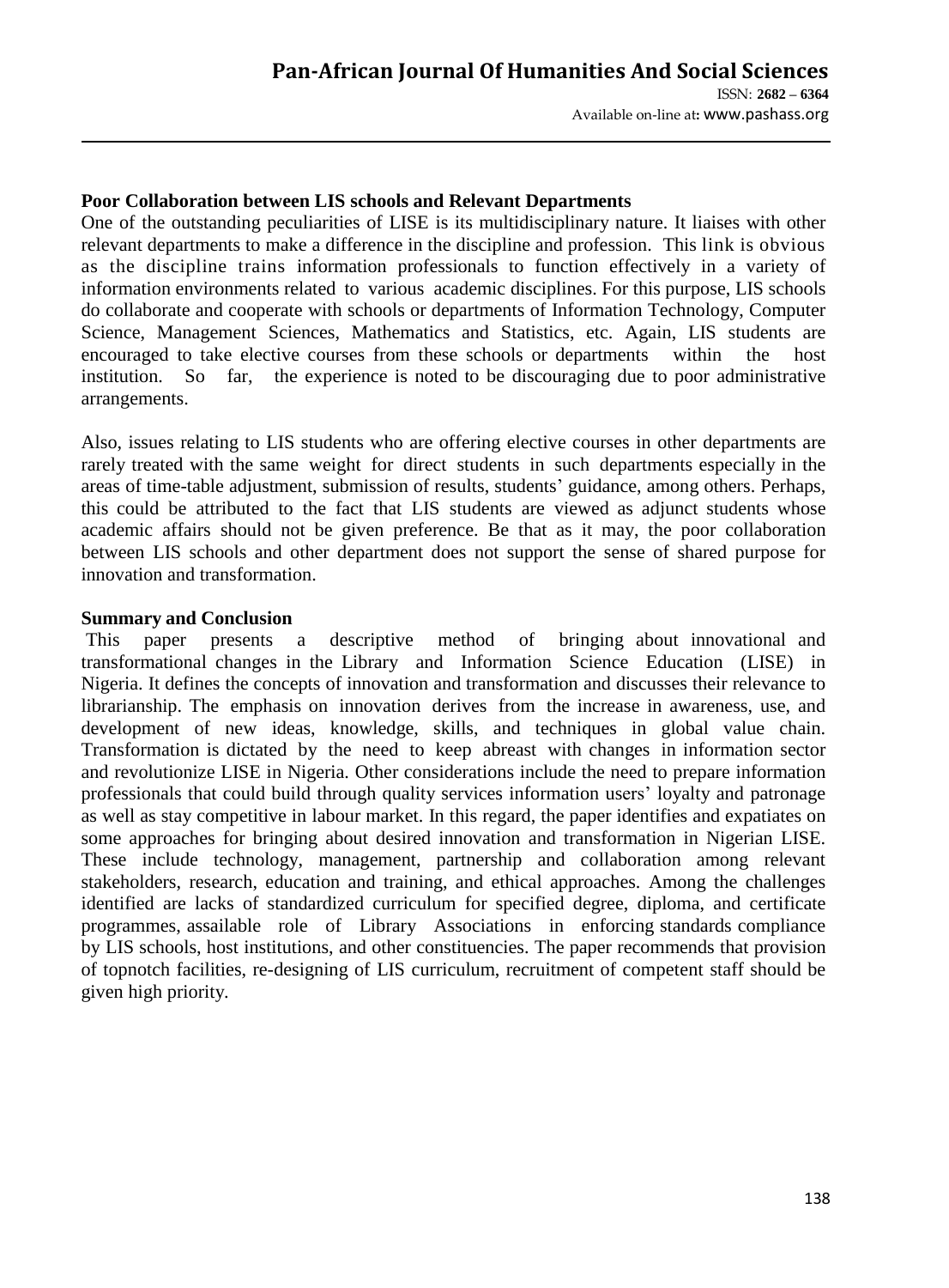**Poor Collaboration between LIS schools and Relevant Departments**

One of the outstanding peculiarities of LISE is its multidisciplinary nature. It liaises with other relevant departments to make a difference in the discipline and profession. This link is obvious as the discipline trains information professionals to function effectively in a variety of information environments related to various academic disciplines. For this purpose, LIS schools do collaborate and cooperate with schools or departments of Information Technology, Computer Science, Management Sciences, Mathematics and Statistics, etc. Again, LIS students are encouraged to take elective courses from these schools or departments within the host institution. So far, the experience is noted to be discouraging due to poor administrative arrangements.

Also, issues relating to LIS students who are offering elective courses in other departments are rarely treated with the same weight for direct students in such departments especially in the areas of time-table adjustment, submission of results, students' guidance, among others. Perhaps, this could be attributed to the fact that LIS students are viewed as adjunct students whose academic affairs should not be given preference. Be that as it may, the poor collaboration between LIS schools and other department does not support the sense of shared purpose for innovation and transformation.

**Summary and Conclusion**

This paper presents a descriptive method of bringing about innovational and transformational changes in the Library and Information Science Education (LISE) in Nigeria. It defines the concepts of innovation and transformation and discusses their relevance to librarianship. The emphasis on innovation derives from the increase in awareness, use, and development of new ideas, knowledge, skills, and techniques in global value chain. Transformation is dictated by the need to keep abreast with changes in information sector and revolutionize LISE in Nigeria. Other considerations include the need to prepare information professionals that could build through quality services information users' loyalty and patronage as well as stay competitive in labour market. In this regard, the paper identifies and expatiates on some approaches for bringing about desired innovation and transformation in Nigerian LISE. These include technology, management, partnership and collaboration among relevant stakeholders, research, education and training, and ethical approaches. Among the challenges identified are lacks of standardized curriculum for specified degree, diploma, and certificate programmes, assailable role of Library Associations in enforcing standards compliance by LIS schools, host institutions, and other constituencies. The paper recommends that provision of topnotch facilities, re-designing of LIS curriculum, recruitment of competent staff should be given high priority.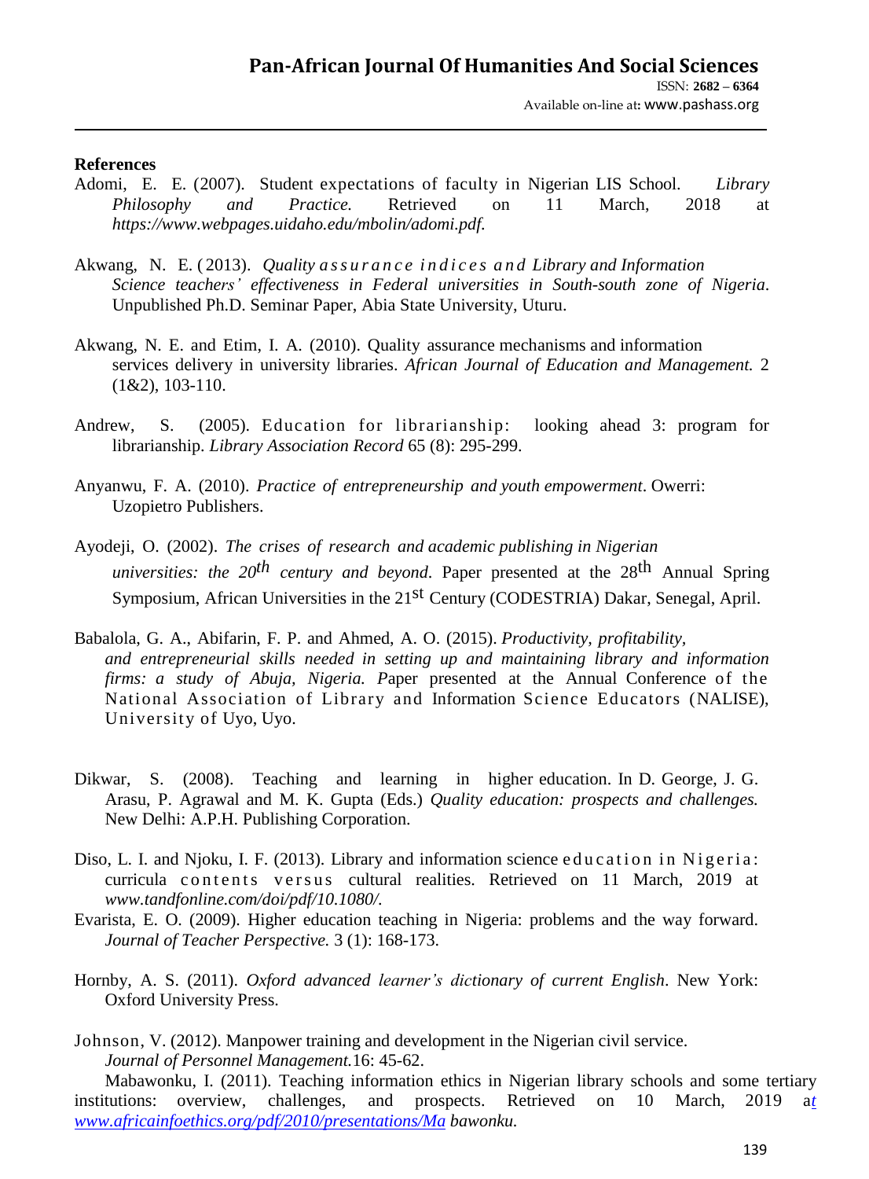**References**

Adomi, E. E. (2007). Student expectations of faculty in Nigerian LIS School. *Library Philosophy and Practice.* Retrieved on 11 March, 2018 at *https://www.webpages.uidaho.edu/mbolin/adomi.pdf.*

Akwang, N. E. (2013). *Quality assurance indices and Library and Information Science teachers' effectiveness in Federal universities in South-south zone of Nigeria*. Unpublished Ph.D. Seminar Paper, Abia State University, Uturu.

Akwang, N. E. and Etim, I. A. (2010). Quality assurance mechanisms and information services delivery in university libraries. *African Journal of Education and Management.* 2 (1&2), 103-110.

Andrew, S. (2005). Education for librarianship: looking ahead 3: program for librarianship. *Library Association Record* 65 (8): 295-299.

Anyanwu, F. A. (2010). *Practice of entrepreneurship and youth empowerment*. Owerri: Uzopietro Publishers.

Ayodeji, O. (2002). *The crises of research and academic publishing in Nigerian universities: the 20th century and beyond*. Paper presented at the 28th Annual Spring Symposium, African Universities in the 21st Century (CODESTRIA) Dakar, Senegal, April.

Babalola, G. A., Abifarin, F. P. and Ahmed, A. O. (2015). *Productivity, profitability, and entrepreneurial skills needed in setting up and maintaining library and information firms: a study of Abuja, Nigeria.* Paper presented at the Annual Conference of the National Association of Library and Information Science Educators (NALISE), University of Uyo, Uyo.

Dikwar, S. (2008). Teaching and learning in higher education. In D. George, J. G. Arasu, P. Agrawal and M. K. Gupta (Eds.) *Quality education: prospects and challenges.* New Delhi: A.P.H. Publishing Corporation.

Diso, L. I. and Njoku, I. F. (2013). Library and information science education in Nigeria: curricula contents versus cultural realities. Retrieved on 11 March, 2019 at *www.tandfonline.com/doi/pdf/10.1080/.*

Evarista, E. O. (2009). Higher education teaching in Nigeria: problems and the way forward. *Journal of Teacher Perspective.* 3 (1): 168-173.

Hornby, A. S. (2011). *Oxford advanced learner's dictionary of current English*. New York: Oxford University Press.

Johnson, V. (2012). Manpower training and development in the Nigerian civil service. *Journal of Personnel Management.*16: 45-62.

Mabawonku, I. (2011). Teaching information ethics in Nigerian library schools and some tertiary institutions: overview, challenges, and prospects. Retrieved on 10 March, 2019 at *www.africainfoethics.org/pdf/2010/presentations/Ma bawonku.*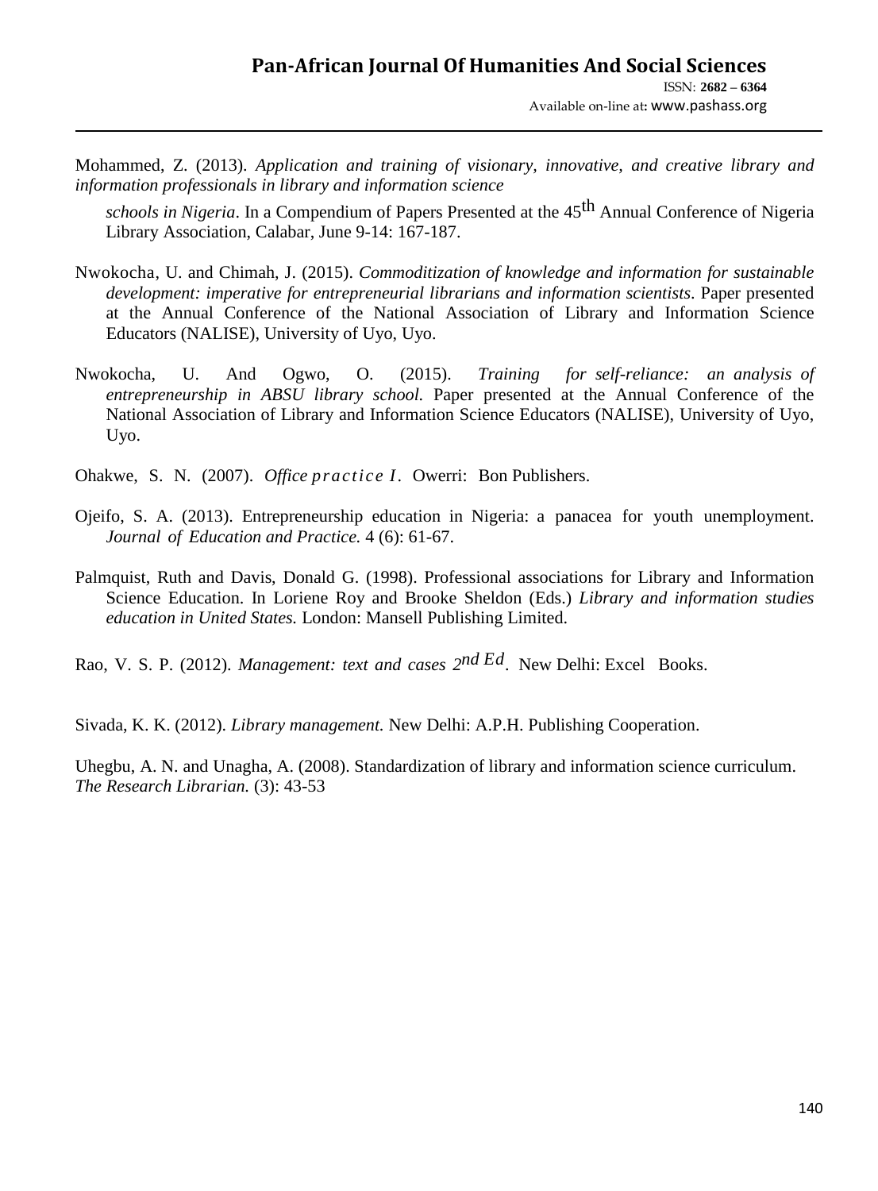Mohammed, Z. (2013). *Application and training of visionary, innovative, and creative library and information professionals in library and information science schools in Nigeria*. In a Compendium of Papers Presented at the 45th Annual Conference of Nigeria Library Association, Calabar, June 9-14: 167-187.

Nwokocha, U. and Chimah, J. (2015). *Commoditization of knowledge and information for sustainable development: imperative for entrepreneurial librarians and information scientists*. Paper presented at the Annual Conference of the National Association of Library and Information Science Educators (NALISE), University of Uyo, Uyo.

Nwokocha, U. And Ogwo, O. (2015). *Training for self-reliance: an analysis of entrepreneurship in ABSU library school.* Paper presented at the Annual Conference of the National Association of Library and Information Science Educators (NALISE), University of Uyo, Uyo.

Ohakwe, S. N. (2007). *Office practice I*. Owerri: Bon Publishers.

Ojeifo, S. A. (2013). Entrepreneurship education in Nigeria: a panacea for youth unemployment. *Journal of Education and Practice.* 4 (6): 61-67.

Palmquist, Ruth and Davis, Donald G. (1998). Professional associations for Library and Information Science Education. In Loriene Roy and Brooke Sheldon (Eds.) *Library and information studies education in United States.* London: Mansell Publishing Limited.

Rao, V. S. P. (2012). *Management: text and cases 2nd Ed*. New Delhi: Excel Books.

Sivada, K. K. (2012). *Library management.* New Delhi: A.P.H. Publishing Cooperation.

Uhegbu, A. N. and Unagha, A. (2008). Standardization of library and information science curriculum. *The Research Librarian.* (3): 43-53